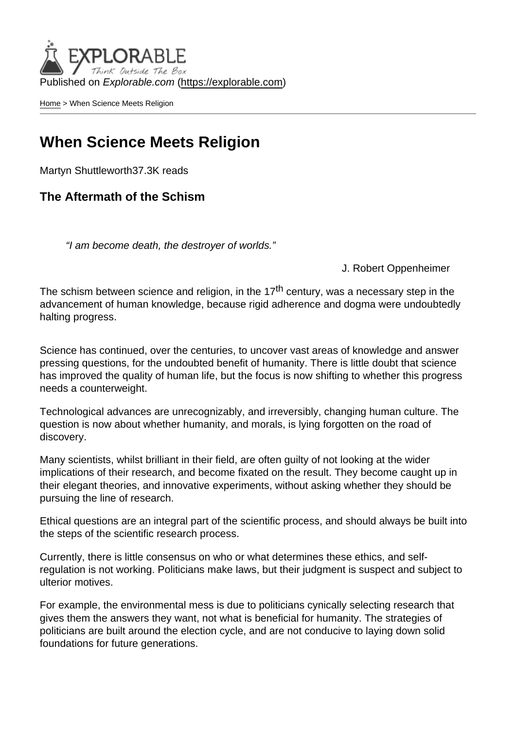Published on *Explorable.com* (https://explorable.com)

Home > When Science Meets Religion

# When Science Meets Religion

Martyn Shuttleworth37.3K reads

### The Aftermath of the Schism

> *"I am become death, the destroyer of worlds."*
>
> J. Robert Oppenheimer

The schism between science and religion, in the 17th century, was a necessary step in the advancement of human knowledge, because rigid adherence and dogma were undoubtedly halting progress.

Science has continued, over the centuries, to uncover vast areas of knowledge and answer pressing questions, for the undoubted benefit of humanity. There is little doubt that science has improved the quality of human life, but the focus is now shifting to whether this progress needs a counterweight.

Technological advances are unrecognizably, and irreversibly, changing human culture. The question is now about whether humanity, and morals, is lying forgotten on the road of discovery.

Many scientists, whilst brilliant in their field, are often guilty of not looking at the wider implications of their research, and become fixated on the result. They become caught up in their elegant theories, and innovative experiments, without asking whether they should be pursuing the line of research.

Ethical questions are an integral part of the scientific process, and should always be built into the steps of the scientific research process.

Currently, there is little consensus on who or what determines these ethics, and self-regulation is not working. Politicians make laws, but their judgment is suspect and subject to ulterior motives.

For example, the environmental mess is due to politicians cynically selecting research that gives them the answers they want, not what is beneficial for humanity. The strategies of politicians are built around the election cycle, and are not conducive to laying down solid foundations for future generations.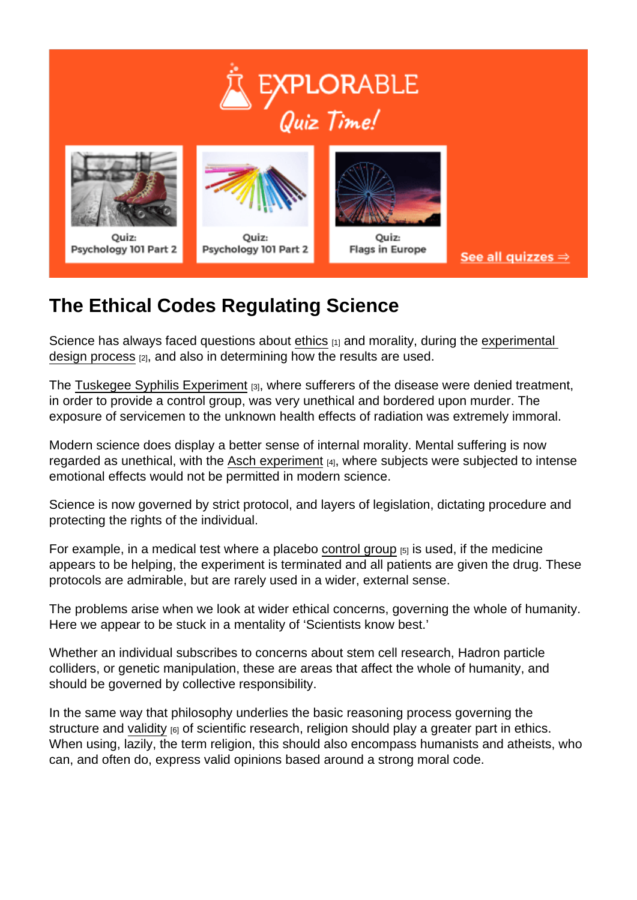## The Ethical Codes Regulating Science

Science has always faced questions about ethics [1] and morality, during the experimental design process [2], and also in determining how the results are used.

The Tuskegee Syphilis Experiment [3], where sufferers of the disease were denied treatment, in order to provide a control group, was very unethical and bordered upon murder. The exposure of servicemen to the unknown health effects of radiation was extremely immoral.

Modern science does display a better sense of internal morality. Mental suffering is now regarded as unethical, with the Asch experiment [4], where subjects were subjected to intense emotional effects would not be permitted in modern science.

Science is now governed by strict protocol, and layers of legislation, dictating procedure and protecting the rights of the individual.

For example, in a medical test where a placebo control group [5] is used, if the medicine appears to be helping, the experiment is terminated and all patients are given the drug. These protocols are admirable, but are rarely used in a wider, external sense.

The problems arise when we look at wider ethical concerns, governing the whole of humanity. Here we appear to be stuck in a mentality of 'Scientists know best.'

Whether an individual subscribes to concerns about stem cell research, Hadron particle colliders, or genetic manipulation, these are areas that affect the whole of humanity, and should be governed by collective responsibility.

In the same way that philosophy underlies the basic reasoning process governing the structure and validity [6] of scientific research, religion should play a greater part in ethics. When using, lazily, the term religion, this should also encompass humanists and atheists, who can, and often do, express valid opinions based around a strong moral code.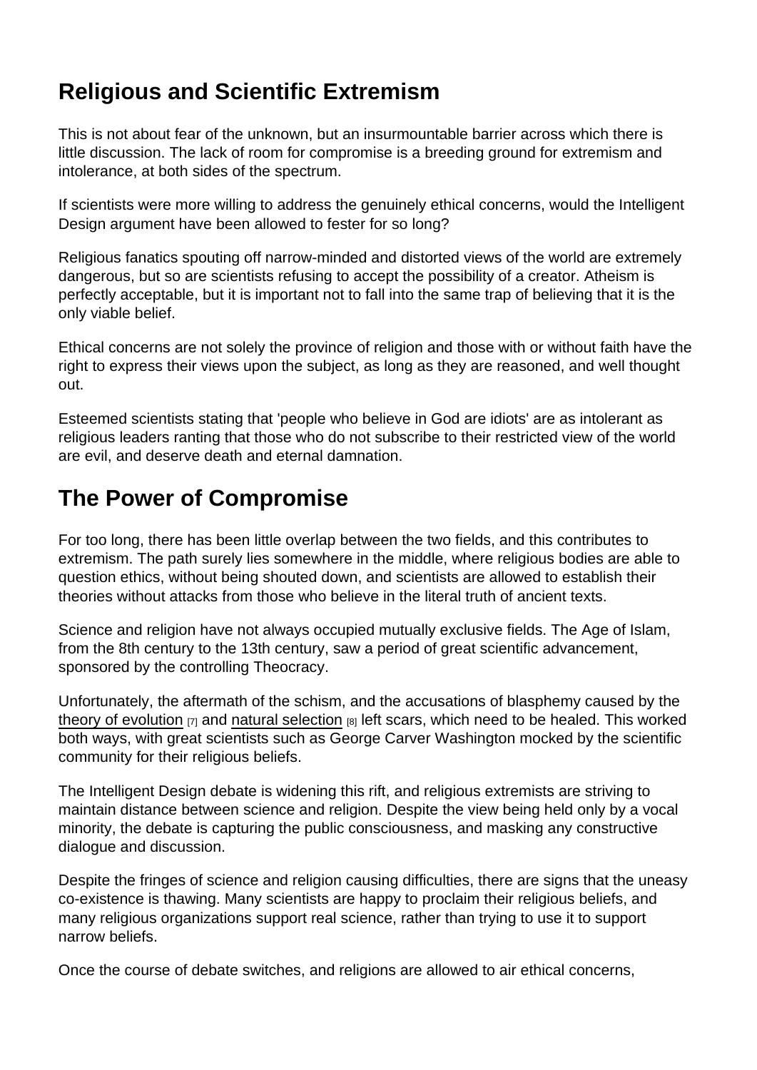## Religious and Scientific Extremism

This is not about fear of the unknown, but an insurmountable barrier across which there is little discussion. The lack of room for compromise is a breeding ground for extremism and intolerance, at both sides of the spectrum.

If scientists were more willing to address the genuinely ethical concerns, would the Intelligent Design argument have been allowed to fester for so long?

Religious fanatics spouting off narrow-minded and distorted views of the world are extremely dangerous, but so are scientists refusing to accept the possibility of a creator. Atheism is perfectly acceptable, but it is important not to fall into the same trap of believing that it is the only viable belief.

Ethical concerns are not solely the province of religion and those with or without faith have the right to express their views upon the subject, as long as they are reasoned, and well thought out.

Esteemed scientists stating that 'people who believe in God are idiots' are as intolerant as religious leaders ranting that those who do not subscribe to their restricted view of the world are evil, and deserve death and eternal damnation.

## The Power of Compromise

For too long, there has been little overlap between the two fields, and this contributes to extremism. The path surely lies somewhere in the middle, where religious bodies are able to question ethics, without being shouted down, and scientists are allowed to establish their theories without attacks from those who believe in the literal truth of ancient texts.

Science and religion have not always occupied mutually exclusive fields. The Age of Islam, from the 8th century to the 13th century, saw a period of great scientific advancement, sponsored by the controlling Theocracy.

Unfortunately, the aftermath of the schism, and the accusations of blasphemy caused by the theory of evolution [7] and natural selection [8] left scars, which need to be healed. This worked both ways, with great scientists such as George Carver Washington mocked by the scientific community for their religious beliefs.

The Intelligent Design debate is widening this rift, and religious extremists are striving to maintain distance between science and religion. Despite the view being held only by a vocal minority, the debate is capturing the public consciousness, and masking any constructive dialogue and discussion.

Despite the fringes of science and religion causing difficulties, there are signs that the uneasy co-existence is thawing. Many scientists are happy to proclaim their religious beliefs, and many religious organizations support real science, rather than trying to use it to support narrow beliefs.

Once the course of debate switches, and religions are allowed to air ethical concerns,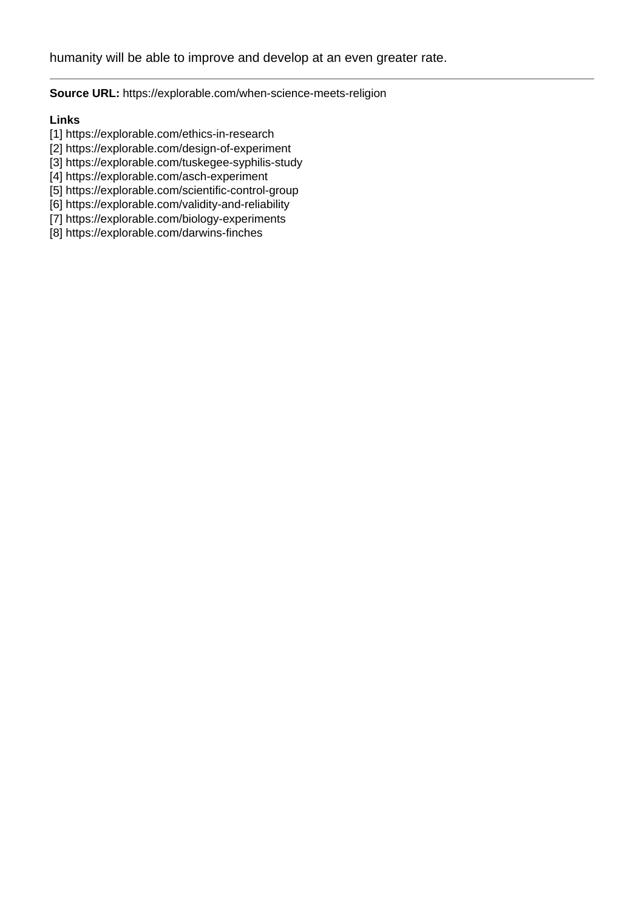humanity will be able to improve and develop at an even greater rate.

---

**Source URL:** https://explorable.com/when-science-meets-religion

**Links**

[1] https://explorable.com/ethics-in-research
[2] https://explorable.com/design-of-experiment
[3] https://explorable.com/tuskegee-syphilis-study
[4] https://explorable.com/asch-experiment
[5] https://explorable.com/scientific-control-group
[6] https://explorable.com/validity-and-reliability
[7] https://explorable.com/biology-experiments
[8] https://explorable.com/darwins-finches